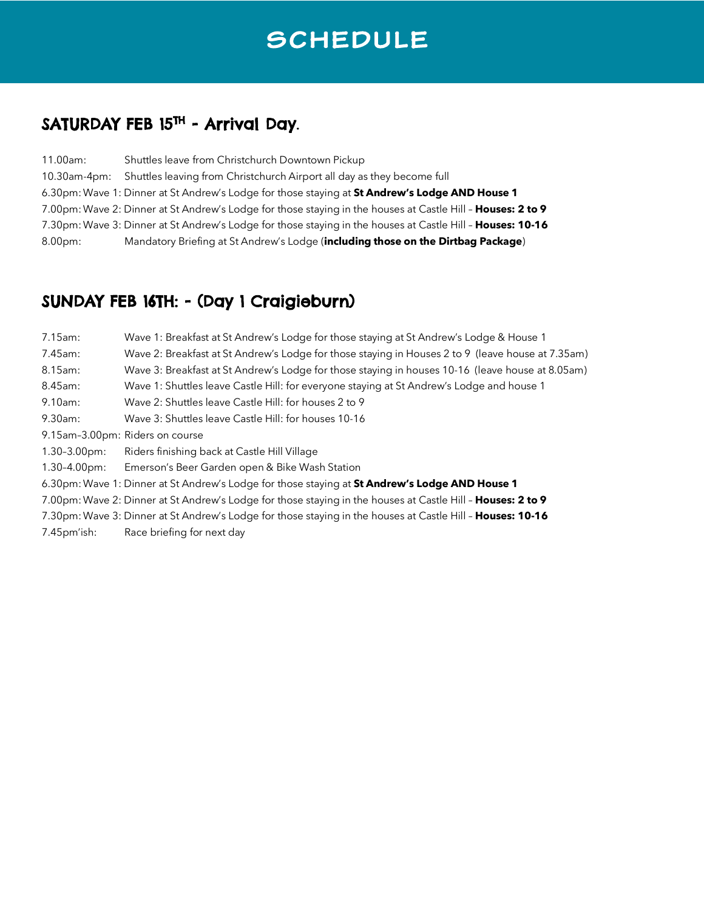# SCHEDULE

## SATURDAY FEB 15TH - Arrival Day.

11.00am: Shuttles leave from Christchurch Downtown Pickup
10.30am-4pm: Shuttles leaving from Christchurch Airport all day as they become full
6.30pm: Wave 1: Dinner at St Andrew's Lodge for those staying at **St Andrew's Lodge AND House 1**
7.00pm: Wave 2: Dinner at St Andrew's Lodge for those staying in the houses at Castle Hill – **Houses: 2 to 9**
7.30pm: Wave 3: Dinner at St Andrew's Lodge for those staying in the houses at Castle Hill – **Houses: 10-16**
8.00pm: Mandatory Briefing at St Andrew's Lodge (**including those on the Dirtbag Package**)

## SUNDAY FEB 16TH: - (Day 1 Craigieburn)

7.15am: Wave 1: Breakfast at St Andrew's Lodge for those staying at St Andrew's Lodge & House 1
7.45am: Wave 2: Breakfast at St Andrew's Lodge for those staying in Houses 2 to 9 (leave house at 7.35am)
8.15am: Wave 3: Breakfast at St Andrew's Lodge for those staying in houses 10-16 (leave house at 8.05am)
8.45am: Wave 1: Shuttles leave Castle Hill: for everyone staying at St Andrew's Lodge and house 1
9.10am: Wave 2: Shuttles leave Castle Hill: for houses 2 to 9
9.30am: Wave 3: Shuttles leave Castle Hill: for houses 10-16
9.15am–3.00pm: Riders on course
1.30–3.00pm: Riders finishing back at Castle Hill Village
1.30–4.00pm: Emerson's Beer Garden open & Bike Wash Station
6.30pm: Wave 1: Dinner at St Andrew's Lodge for those staying at **St Andrew's Lodge AND House 1**
7.00pm: Wave 2: Dinner at St Andrew's Lodge for those staying in the houses at Castle Hill – **Houses: 2 to 9**
7.30pm: Wave 3: Dinner at St Andrew's Lodge for those staying in the houses at Castle Hill – **Houses: 10-16**
7.45pm'ish: Race briefing for next day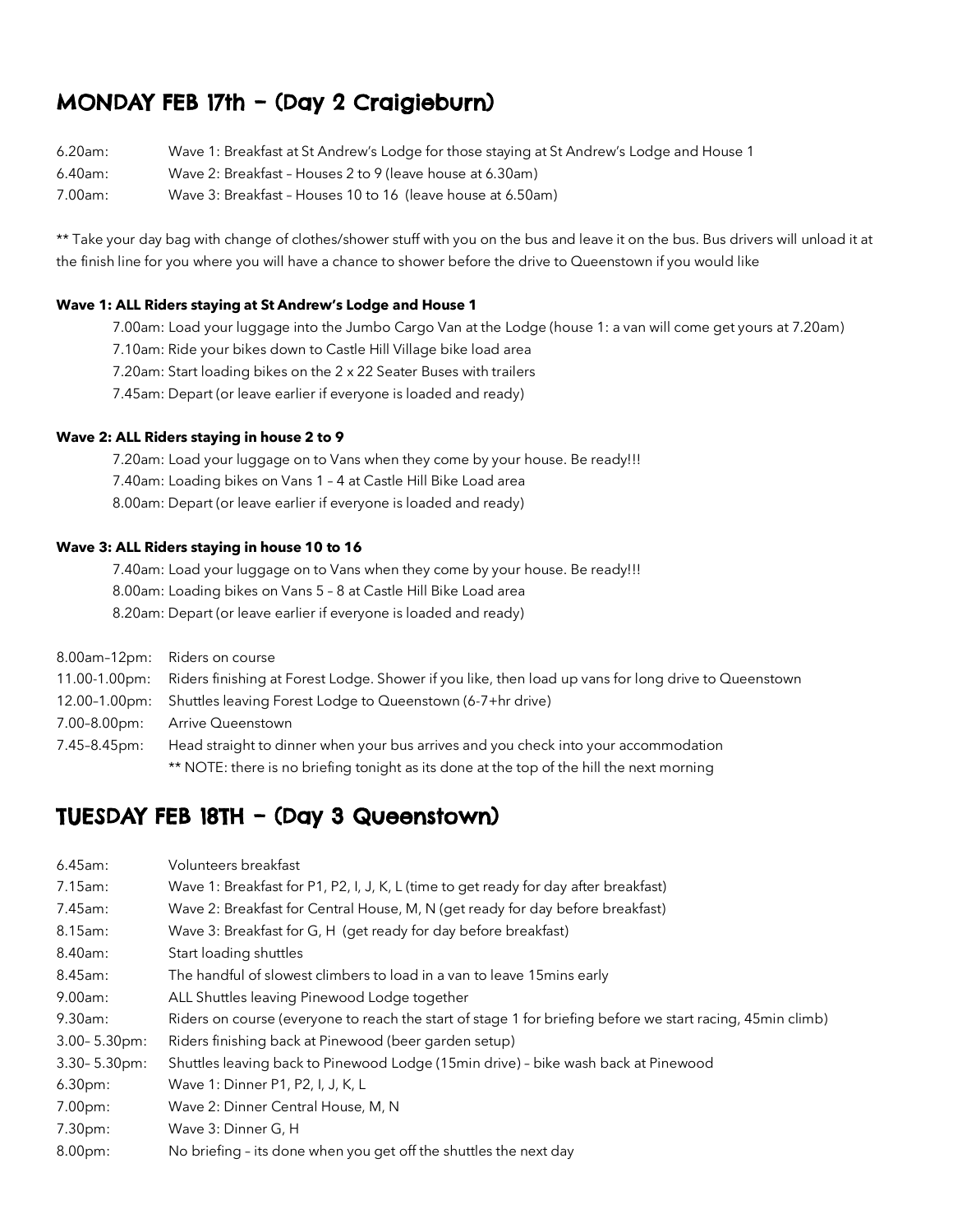## MONDAY FEB 17th – (Day 2 Craigieburn)

| | |
|---|---|
| 6.20am: | Wave 1: Breakfast at St Andrew's Lodge for those staying at St Andrew's Lodge and House 1 |
| 6.40am: | Wave 2: Breakfast – Houses 2 to 9 (leave house at 6.30am) |
| 7.00am: | Wave 3: Breakfast – Houses 10 to 16 (leave house at 6.50am) |

** Take your day bag with change of clothes/shower stuff with you on the bus and leave it on the bus. Bus drivers will unload it at the finish line for you where you will have a chance to shower before the drive to Queenstown if you would like

**Wave 1: ALL Riders staying at St Andrew's Lodge and House 1**

- 7.00am: Load your luggage into the Jumbo Cargo Van at the Lodge (house 1: a van will come get yours at 7.20am)
- 7.10am: Ride your bikes down to Castle Hill Village bike load area
- 7.20am: Start loading bikes on the 2 x 22 Seater Buses with trailers
- 7.45am: Depart (or leave earlier if everyone is loaded and ready)

**Wave 2: ALL Riders staying in house 2 to 9**

- 7.20am: Load your luggage on to Vans when they come by your house. Be ready!!!
- 7.40am: Loading bikes on Vans 1 – 4 at Castle Hill Bike Load area
- 8.00am: Depart (or leave earlier if everyone is loaded and ready)

**Wave 3: ALL Riders staying in house 10 to 16**

- 7.40am: Load your luggage on to Vans when they come by your house. Be ready!!!
- 8.00am: Loading bikes on Vans 5 – 8 at Castle Hill Bike Load area
- 8.20am: Depart (or leave earlier if everyone is loaded and ready)

| | |
|---|---|
| 8.00am–12pm: | Riders on course |
| 11.00-1.00pm: | Riders finishing at Forest Lodge. Shower if you like, then load up vans for long drive to Queenstown |
| 12.00–1.00pm: | Shuttles leaving Forest Lodge to Queenstown (6-7+hr drive) |
| 7.00–8.00pm: | Arrive Queenstown |
| 7.45–8.45pm: | Head straight to dinner when your bus arrives and you check into your accommodation |
| | ** NOTE: there is no briefing tonight as its done at the top of the hill the next morning |

## TUESDAY FEB 18TH – (Day 3 Queenstown)

| | |
|---|---|
| 6.45am: | Volunteers breakfast |
| 7.15am: | Wave 1: Breakfast for P1, P2, I, J, K, L (time to get ready for day after breakfast) |
| 7.45am: | Wave 2: Breakfast for Central House, M, N (get ready for day before breakfast) |
| 8.15am: | Wave 3: Breakfast for G, H (get ready for day before breakfast) |
| 8.40am: | Start loading shuttles |
| 8.45am: | The handful of slowest climbers to load in a van to leave 15mins early |
| 9.00am: | ALL Shuttles leaving Pinewood Lodge together |
| 9.30am: | Riders on course (everyone to reach the start of stage 1 for briefing before we start racing, 45min climb) |
| 3.00– 5.30pm: | Riders finishing back at Pinewood (beer garden setup) |
| 3.30– 5.30pm: | Shuttles leaving back to Pinewood Lodge (15min drive) – bike wash back at Pinewood |
| 6.30pm: | Wave 1: Dinner P1, P2, I, J, K, L |
| 7.00pm: | Wave 2: Dinner Central House, M, N |
| 7.30pm: | Wave 3: Dinner G, H |
| 8.00pm: | No briefing – its done when you get off the shuttles the next day |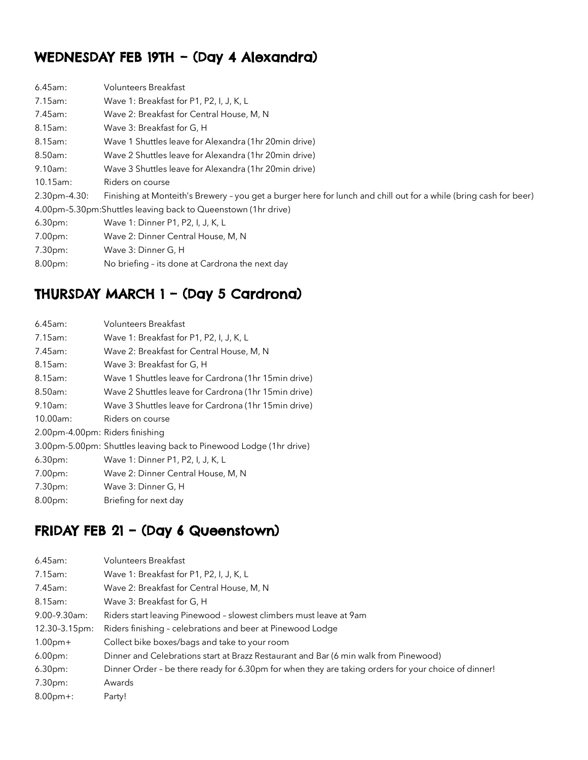## WEDNESDAY FEB 19TH – (Day 4 Alexandra)

| | |
|---|---|
| 6.45am: | Volunteers Breakfast |
| 7.15am: | Wave 1: Breakfast for P1, P2, I, J, K, L |
| 7.45am: | Wave 2: Breakfast for Central House, M, N |
| 8.15am: | Wave 3: Breakfast for G, H |
| 8.15am: | Wave 1 Shuttles leave for Alexandra (1hr 20min drive) |
| 8.50am: | Wave 2 Shuttles leave for Alexandra (1hr 20min drive) |
| 9.10am: | Wave 3 Shuttles leave for Alexandra (1hr 20min drive) |
| 10.15am: | Riders on course |
| 2.30pm–4.30: | Finishing at Monteith's Brewery – you get a burger here for lunch and chill out for a while (bring cash for beer) |
| 4.00pm–5.30pm: | Shuttles leaving back to Queenstown (1hr drive) |
| 6.30pm: | Wave 1: Dinner P1, P2, I, J, K, L |
| 7.00pm: | Wave 2: Dinner Central House, M, N |
| 7.30pm: | Wave 3: Dinner G, H |
| 8.00pm: | No briefing – its done at Cardrona the next day |

## THURSDAY MARCH 1 – (Day 5 Cardrona)

| | |
|---|---|
| 6.45am: | Volunteers Breakfast |
| 7.15am: | Wave 1: Breakfast for P1, P2, I, J, K, L |
| 7.45am: | Wave 2: Breakfast for Central House, M, N |
| 8.15am: | Wave 3: Breakfast for G, H |
| 8.15am: | Wave 1 Shuttles leave for Cardrona (1hr 15min drive) |
| 8.50am: | Wave 2 Shuttles leave for Cardrona (1hr 15min drive) |
| 9.10am: | Wave 3 Shuttles leave for Cardrona (1hr 15min drive) |
| 10.00am: | Riders on course |
| 2.00pm-4.00pm: | Riders finishing |
| 3.00pm-5.00pm: | Shuttles leaving back to Pinewood Lodge (1hr drive) |
| 6.30pm: | Wave 1: Dinner P1, P2, I, J, K, L |
| 7.00pm: | Wave 2: Dinner Central House, M, N |
| 7.30pm: | Wave 3: Dinner G, H |
| 8.00pm: | Briefing for next day |

## FRIDAY FEB 21 – (Day 6 Queenstown)

| | |
|---|---|
| 6.45am: | Volunteers Breakfast |
| 7.15am: | Wave 1: Breakfast for P1, P2, I, J, K, L |
| 7.45am: | Wave 2: Breakfast for Central House, M, N |
| 8.15am: | Wave 3: Breakfast for G, H |
| 9.00–9.30am: | Riders start leaving Pinewood – slowest climbers must leave at 9am |
| 12.30–3.15pm: | Riders finishing – celebrations and beer at Pinewood Lodge |
| 1.00pm+ | Collect bike boxes/bags and take to your room |
| 6.00pm: | Dinner and Celebrations start at Brazz Restaurant and Bar (6 min walk from Pinewood) |
| 6.30pm: | Dinner Order – be there ready for 6.30pm for when they are taking orders for your choice of dinner! |
| 7.30pm: | Awards |
| 8.00pm+: | Party! |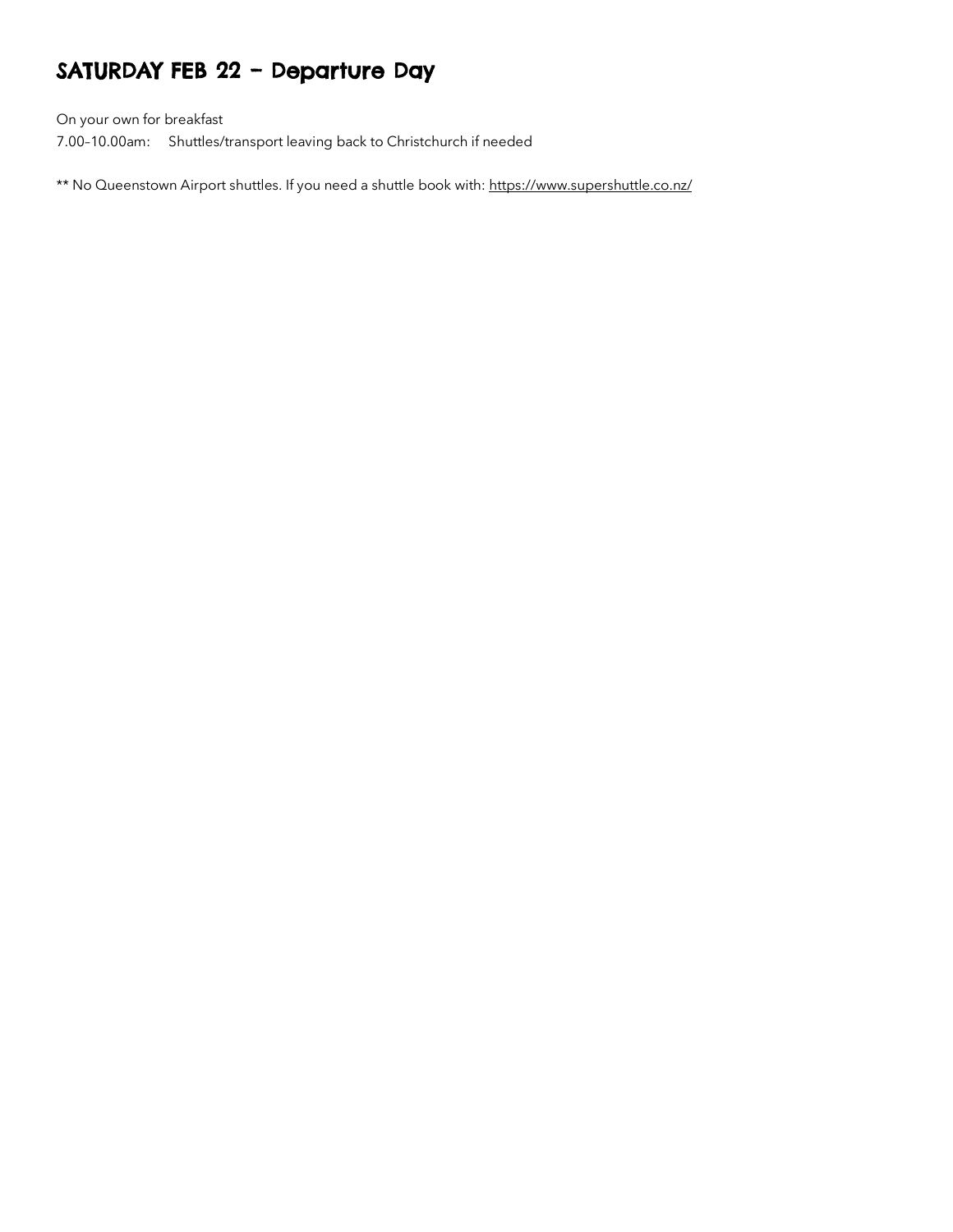# SATURDAY FEB 22 – Departure Day

On your own for breakfast

7.00–10.00am: Shuttles/transport leaving back to Christchurch if needed

** No Queenstown Airport shuttles. If you need a shuttle book with: https://www.supershuttle.co.nz/